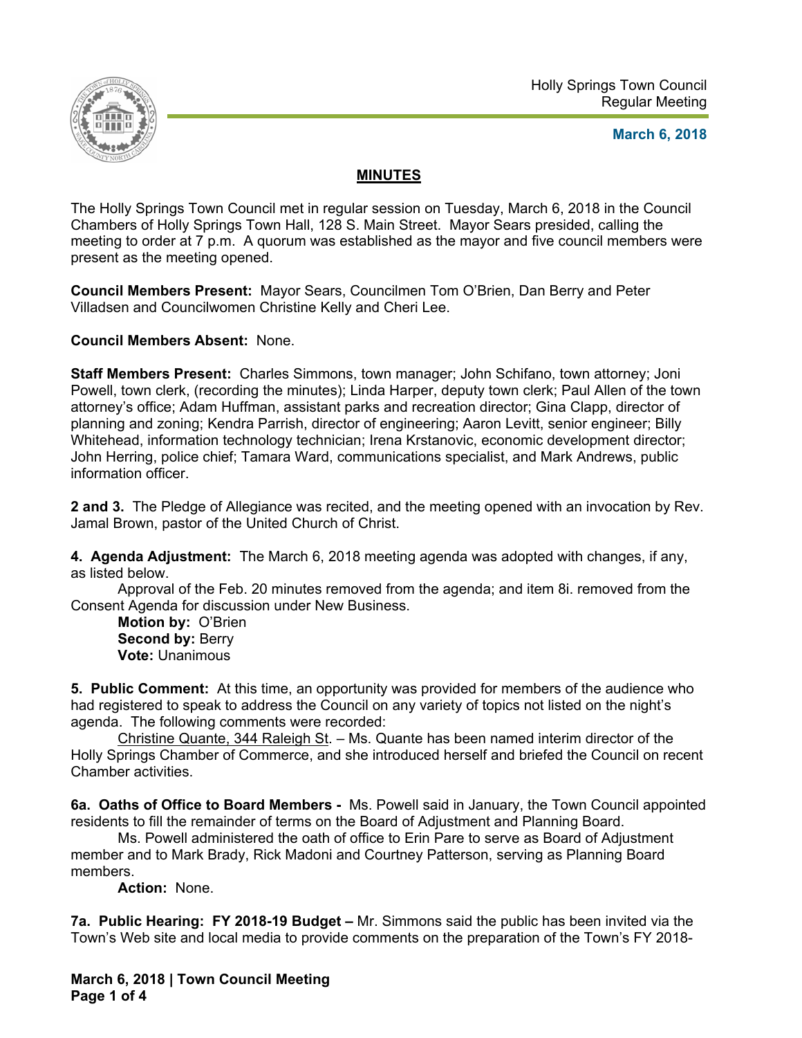Holly Springs Town Council
Regular Meeting

**March 6, 2018**

## MINUTES

The Holly Springs Town Council met in regular session on Tuesday, March 6, 2018 in the Council Chambers of Holly Springs Town Hall, 128 S. Main Street. Mayor Sears presided, calling the meeting to order at 7 p.m. A quorum was established as the mayor and five council members were present as the meeting opened.

**Council Members Present:** Mayor Sears, Councilmen Tom O'Brien, Dan Berry and Peter Villadsen and Councilwomen Christine Kelly and Cheri Lee.

**Council Members Absent:** None.

**Staff Members Present:** Charles Simmons, town manager; John Schifano, town attorney; Joni Powell, town clerk, (recording the minutes); Linda Harper, deputy town clerk; Paul Allen of the town attorney's office; Adam Huffman, assistant parks and recreation director; Gina Clapp, director of planning and zoning; Kendra Parrish, director of engineering; Aaron Levitt, senior engineer; Billy Whitehead, information technology technician; Irena Krstanovic, economic development director; John Herring, police chief; Tamara Ward, communications specialist, and Mark Andrews, public information officer.

**2 and 3.** The Pledge of Allegiance was recited, and the meeting opened with an invocation by Rev. Jamal Brown, pastor of the United Church of Christ.

**4. Agenda Adjustment:** The March 6, 2018 meeting agenda was adopted with changes, if any, as listed below.

Approval of the Feb. 20 minutes removed from the agenda; and item 8i. removed from the Consent Agenda for discussion under New Business.

**Motion by:** O'Brien
**Second by:** Berry
**Vote:** Unanimous

**5. Public Comment:** At this time, an opportunity was provided for members of the audience who had registered to speak to address the Council on any variety of topics not listed on the night's agenda. The following comments were recorded:

Christine Quante, 344 Raleigh St. – Ms. Quante has been named interim director of the Holly Springs Chamber of Commerce, and she introduced herself and briefed the Council on recent Chamber activities.

**6a. Oaths of Office to Board Members -** Ms. Powell said in January, the Town Council appointed residents to fill the remainder of terms on the Board of Adjustment and Planning Board.

Ms. Powell administered the oath of office to Erin Pare to serve as Board of Adjustment member and to Mark Brady, Rick Madoni and Courtney Patterson, serving as Planning Board members.

**Action:** None.

**7a. Public Hearing: FY 2018-19 Budget –** Mr. Simmons said the public has been invited via the Town's Web site and local media to provide comments on the preparation of the Town's FY 2018-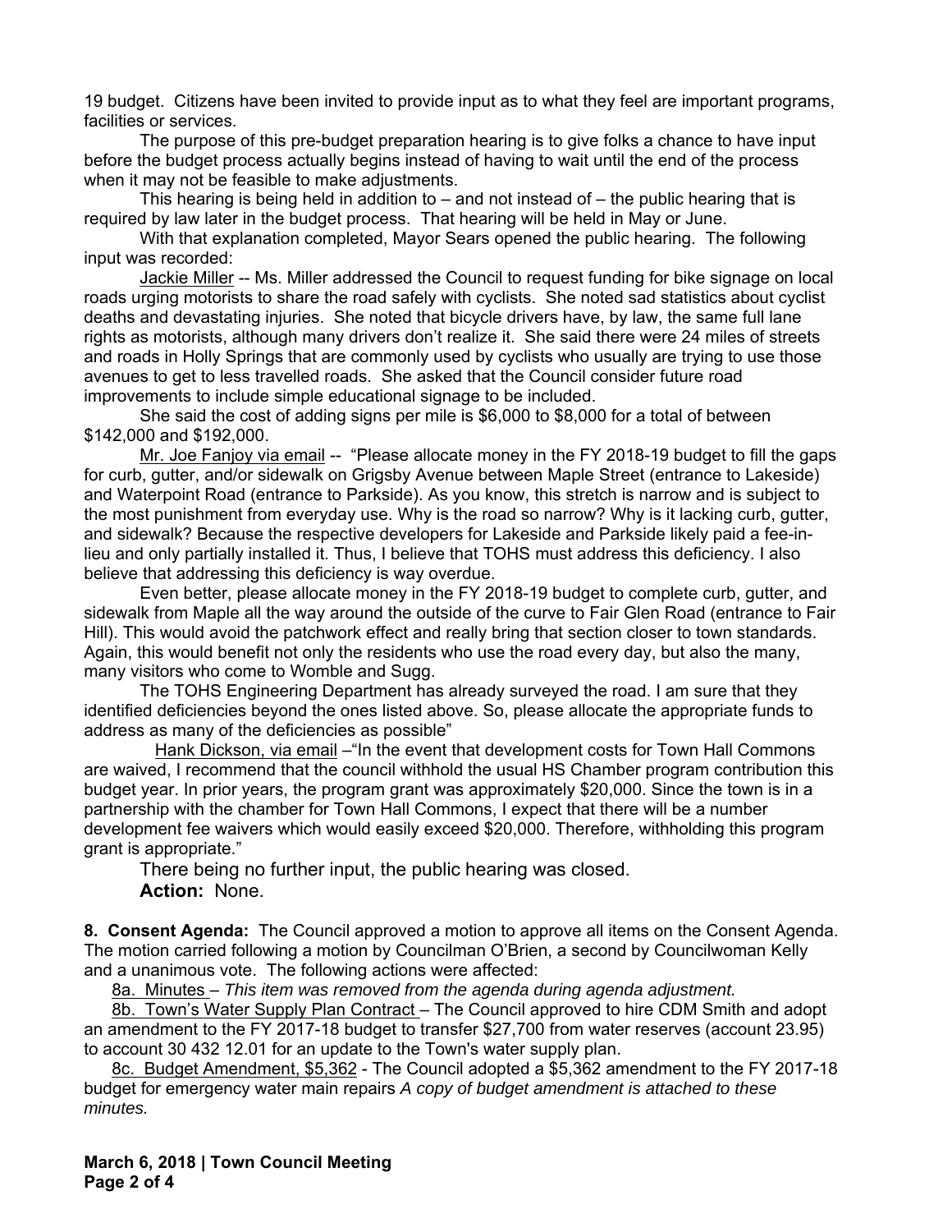19 budget. Citizens have been invited to provide input as to what they feel are important programs, facilities or services.

The purpose of this pre-budget preparation hearing is to give folks a chance to have input before the budget process actually begins instead of having to wait until the end of the process when it may not be feasible to make adjustments.

This hearing is being held in addition to – and not instead of – the public hearing that is required by law later in the budget process. That hearing will be held in May or June.

With that explanation completed, Mayor Sears opened the public hearing. The following input was recorded:

Jackie Miller -- Ms. Miller addressed the Council to request funding for bike signage on local roads urging motorists to share the road safely with cyclists. She noted sad statistics about cyclist deaths and devastating injuries. She noted that bicycle drivers have, by law, the same full lane rights as motorists, although many drivers don't realize it. She said there were 24 miles of streets and roads in Holly Springs that are commonly used by cyclists who usually are trying to use those avenues to get to less travelled roads. She asked that the Council consider future road improvements to include simple educational signage to be included.

She said the cost of adding signs per mile is $6,000 to $8,000 for a total of between $142,000 and $192,000.

Mr. Joe Fanjoy via email -- "Please allocate money in the FY 2018-19 budget to fill the gaps for curb, gutter, and/or sidewalk on Grigsby Avenue between Maple Street (entrance to Lakeside) and Waterpoint Road (entrance to Parkside). As you know, this stretch is narrow and is subject to the most punishment from everyday use. Why is the road so narrow? Why is it lacking curb, gutter, and sidewalk? Because the respective developers for Lakeside and Parkside likely paid a fee-in-lieu and only partially installed it. Thus, I believe that TOHS must address this deficiency. I also believe that addressing this deficiency is way overdue.

Even better, please allocate money in the FY 2018-19 budget to complete curb, gutter, and sidewalk from Maple all the way around the outside of the curve to Fair Glen Road (entrance to Fair Hill). This would avoid the patchwork effect and really bring that section closer to town standards. Again, this would benefit not only the residents who use the road every day, but also the many, many visitors who come to Womble and Sugg.

The TOHS Engineering Department has already surveyed the road. I am sure that they identified deficiencies beyond the ones listed above. So, please allocate the appropriate funds to address as many of the deficiencies as possible"

Hank Dickson, via email –"In the event that development costs for Town Hall Commons are waived, I recommend that the council withhold the usual HS Chamber program contribution this budget year. In prior years, the program grant was approximately $20,000. Since the town is in a partnership with the chamber for Town Hall Commons, I expect that there will be a number development fee waivers which would easily exceed $20,000. Therefore, withholding this program grant is appropriate."

There being no further input, the public hearing was closed.

**Action:** None.

**8. Consent Agenda:** The Council approved a motion to approve all items on the Consent Agenda. The motion carried following a motion by Councilman O'Brien, a second by Councilwoman Kelly and a unanimous vote. The following actions were affected:

8a. Minutes – *This item was removed from the agenda during agenda adjustment.*

8b. Town's Water Supply Plan Contract – The Council approved to hire CDM Smith and adopt an amendment to the FY 2017-18 budget to transfer $27,700 from water reserves (account 23.95) to account 30 432 12.01 for an update to the Town's water supply plan.

8c. Budget Amendment, $5,362 - The Council adopted a $5,362 amendment to the FY 2017-18 budget for emergency water main repairs *A copy of budget amendment is attached to these minutes.*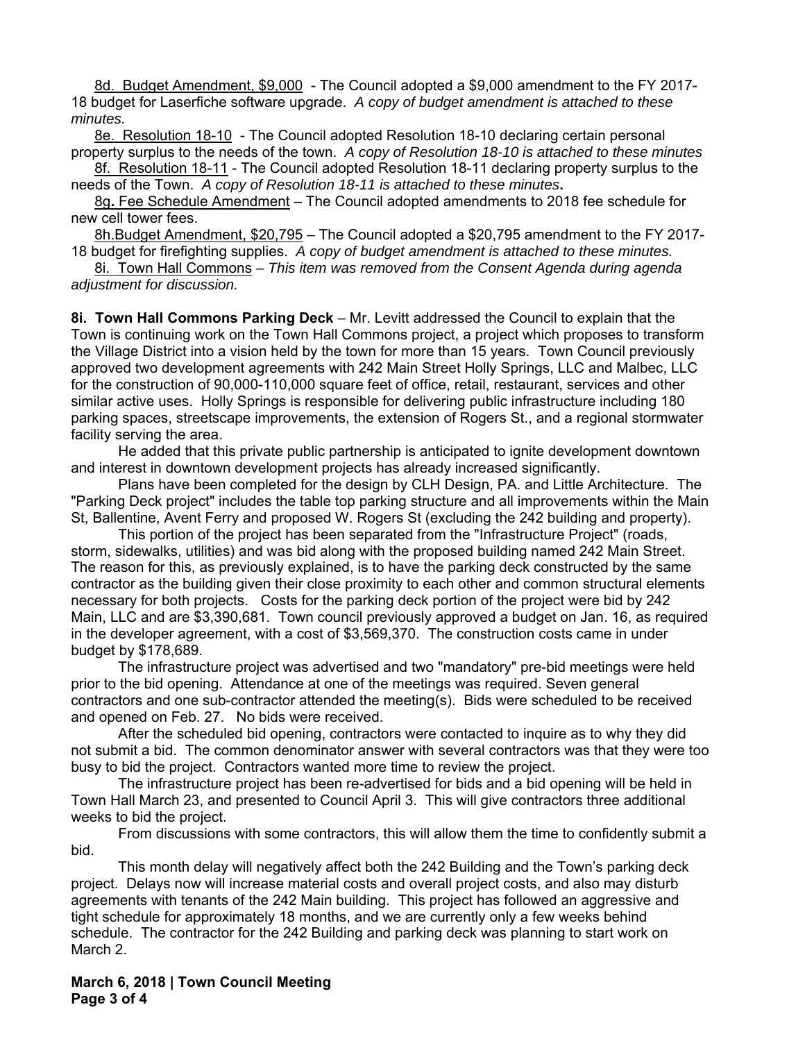8d. Budget Amendment, $9,000 - The Council adopted a $9,000 amendment to the FY 2017-18 budget for Laserfiche software upgrade. *A copy of budget amendment is attached to these minutes.*

8e. Resolution 18-10 - The Council adopted Resolution 18-10 declaring certain personal property surplus to the needs of the town. *A copy of Resolution 18-10 is attached to these minutes*

8f. Resolution 18-11 - The Council adopted Resolution 18-11 declaring property surplus to the needs of the Town. *A copy of Resolution 18-11 is attached to these minutes***.**

8g. Fee Schedule Amendment – The Council adopted amendments to 2018 fee schedule for new cell tower fees.

8h.Budget Amendment, $20,795 – The Council adopted a $20,795 amendment to the FY 2017-18 budget for firefighting supplies. *A copy of budget amendment is attached to these minutes.*

8i. Town Hall Commons – *This item was removed from the Consent Agenda during agenda adjustment for discussion.*

**8i. Town Hall Commons Parking Deck** – Mr. Levitt addressed the Council to explain that the Town is continuing work on the Town Hall Commons project, a project which proposes to transform the Village District into a vision held by the town for more than 15 years. Town Council previously approved two development agreements with 242 Main Street Holly Springs, LLC and Malbec, LLC for the construction of 90,000-110,000 square feet of office, retail, restaurant, services and other similar active uses. Holly Springs is responsible for delivering public infrastructure including 180 parking spaces, streetscape improvements, the extension of Rogers St., and a regional stormwater facility serving the area.

He added that this private public partnership is anticipated to ignite development downtown and interest in downtown development projects has already increased significantly.

Plans have been completed for the design by CLH Design, PA. and Little Architecture. The "Parking Deck project" includes the table top parking structure and all improvements within the Main St, Ballentine, Avent Ferry and proposed W. Rogers St (excluding the 242 building and property).

This portion of the project has been separated from the "Infrastructure Project" (roads, storm, sidewalks, utilities) and was bid along with the proposed building named 242 Main Street. The reason for this, as previously explained, is to have the parking deck constructed by the same contractor as the building given their close proximity to each other and common structural elements necessary for both projects. Costs for the parking deck portion of the project were bid by 242 Main, LLC and are $3,390,681. Town council previously approved a budget on Jan. 16, as required in the developer agreement, with a cost of $3,569,370. The construction costs came in under budget by $178,689.

The infrastructure project was advertised and two "mandatory" pre-bid meetings were held prior to the bid opening. Attendance at one of the meetings was required. Seven general contractors and one sub-contractor attended the meeting(s). Bids were scheduled to be received and opened on Feb. 27. No bids were received.

After the scheduled bid opening, contractors were contacted to inquire as to why they did not submit a bid. The common denominator answer with several contractors was that they were too busy to bid the project. Contractors wanted more time to review the project.

The infrastructure project has been re-advertised for bids and a bid opening will be held in Town Hall March 23, and presented to Council April 3. This will give contractors three additional weeks to bid the project.

From discussions with some contractors, this will allow them the time to confidently submit a bid.

This month delay will negatively affect both the 242 Building and the Town's parking deck project. Delays now will increase material costs and overall project costs, and also may disturb agreements with tenants of the 242 Main building. This project has followed an aggressive and tight schedule for approximately 18 months, and we are currently only a few weeks behind schedule. The contractor for the 242 Building and parking deck was planning to start work on March 2.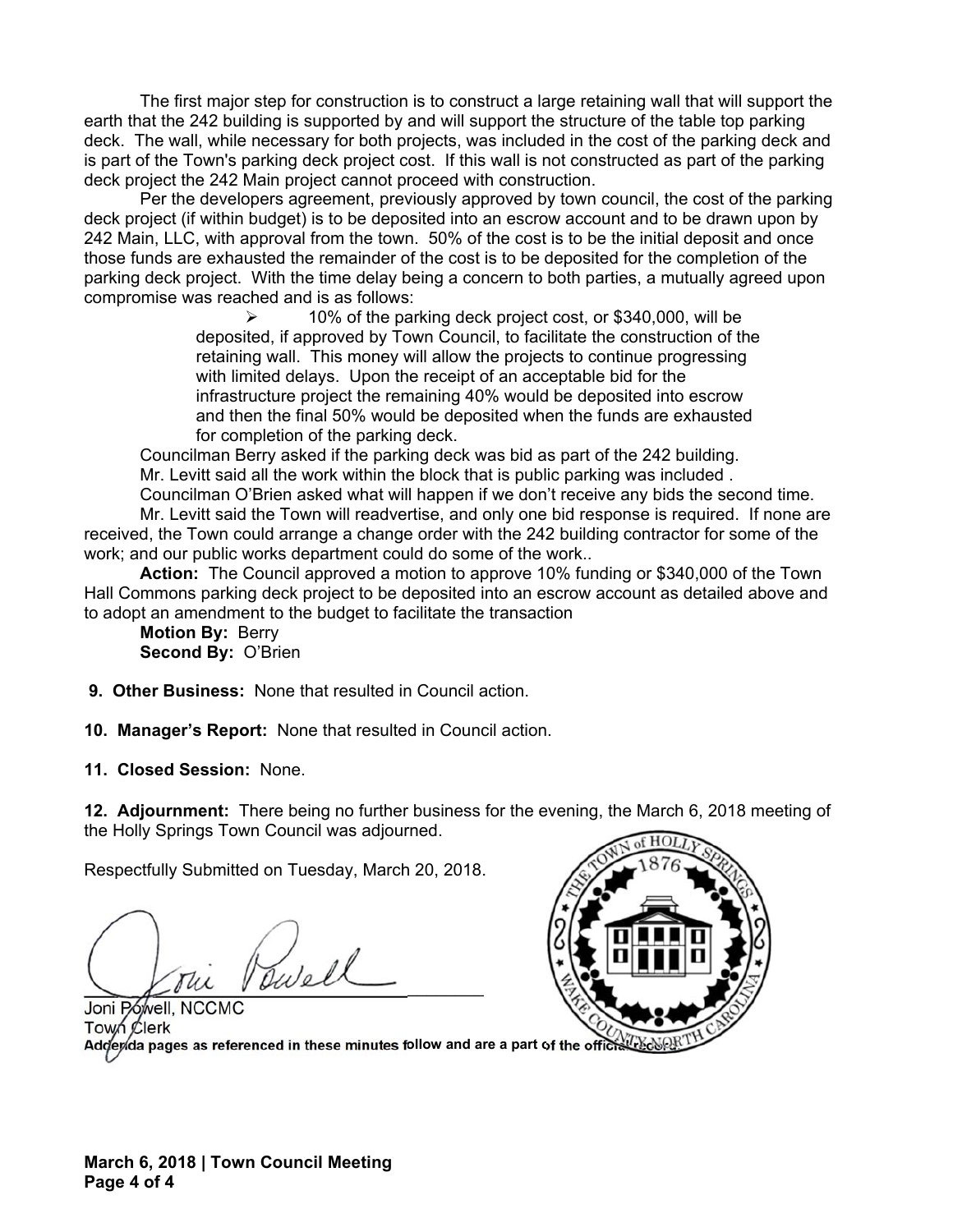The first major step for construction is to construct a large retaining wall that will support the earth that the 242 building is supported by and will support the structure of the table top parking deck. The wall, while necessary for both projects, was included in the cost of the parking deck and is part of the Town's parking deck project cost. If this wall is not constructed as part of the parking deck project the 242 Main project cannot proceed with construction.

Per the developers agreement, previously approved by town council, the cost of the parking deck project (if within budget) is to be deposited into an escrow account and to be drawn upon by 242 Main, LLC, with approval from the town. 50% of the cost is to be the initial deposit and once those funds are exhausted the remainder of the cost is to be deposited for the completion of the parking deck project. With the time delay being a concern to both parties, a mutually agreed upon compromise was reached and is as follows:

- 10% of the parking deck project cost, or $340,000, will be deposited, if approved by Town Council, to facilitate the construction of the retaining wall. This money will allow the projects to continue progressing with limited delays. Upon the receipt of an acceptable bid for the infrastructure project the remaining 40% would be deposited into escrow and then the final 50% would be deposited when the funds are exhausted for completion of the parking deck.

Councilman Berry asked if the parking deck was bid as part of the 242 building.

Mr. Levitt said all the work within the block that is public parking was included .

Councilman O'Brien asked what will happen if we don't receive any bids the second time.

Mr. Levitt said the Town will readvertise, and only one bid response is required. If none are received, the Town could arrange a change order with the 242 building contractor for some of the work; and our public works department could do some of the work..

**Action:** The Council approved a motion to approve 10% funding or $340,000 of the Town Hall Commons parking deck project to be deposited into an escrow account as detailed above and to adopt an amendment to the budget to facilitate the transaction

**Motion By:** Berry
**Second By:** O'Brien

**9. Other Business:** None that resulted in Council action.

**10. Manager's Report:** None that resulted in Council action.

**11. Closed Session:** None.

**12. Adjournment:** There being no further business for the evening, the March 6, 2018 meeting of the Holly Springs Town Council was adjourned.

Respectfully Submitted on Tuesday, March 20, 2018.

Joni Powell, NCCMC
Town Clerk

Addenda pages as referenced in these minutes follow and are a part of the official record.